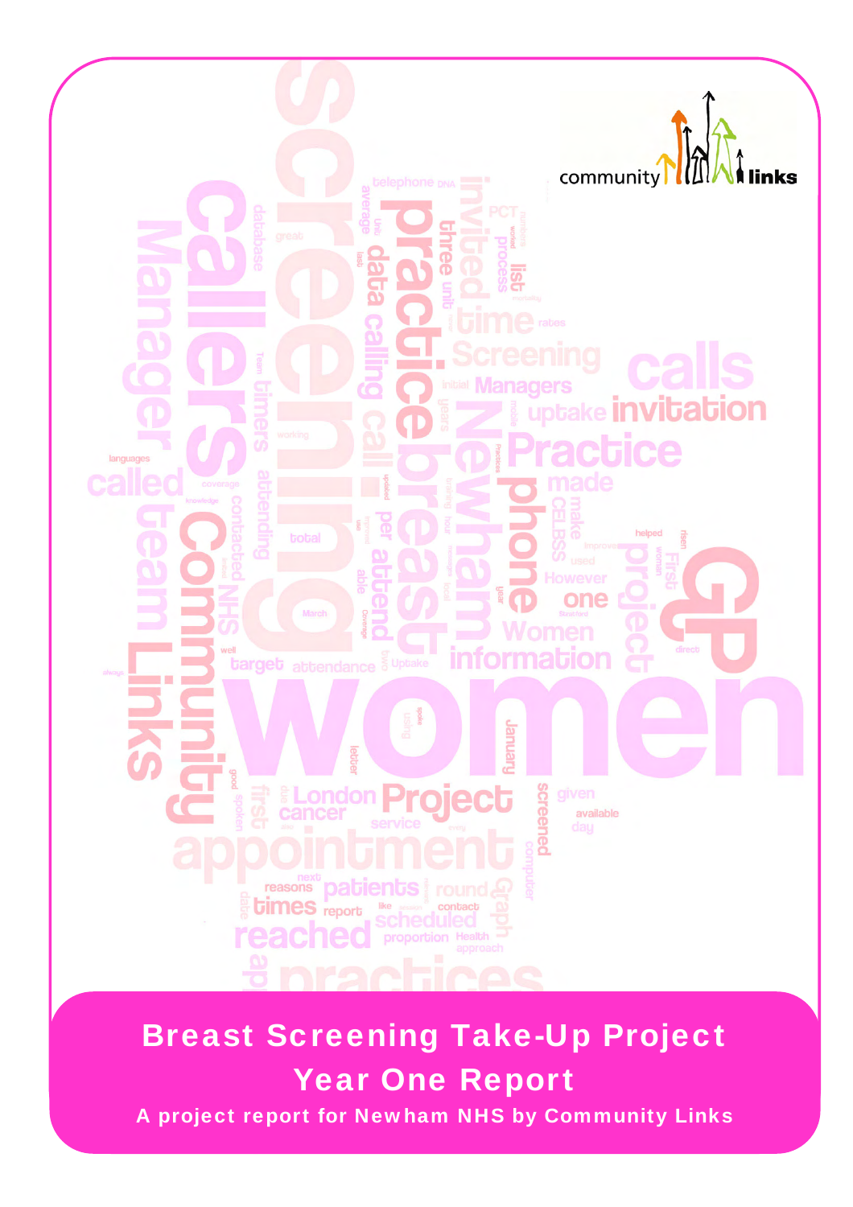# Breast Screening Take-Up Project

## Year One Report

**A project report for Newham NHS by Community Links**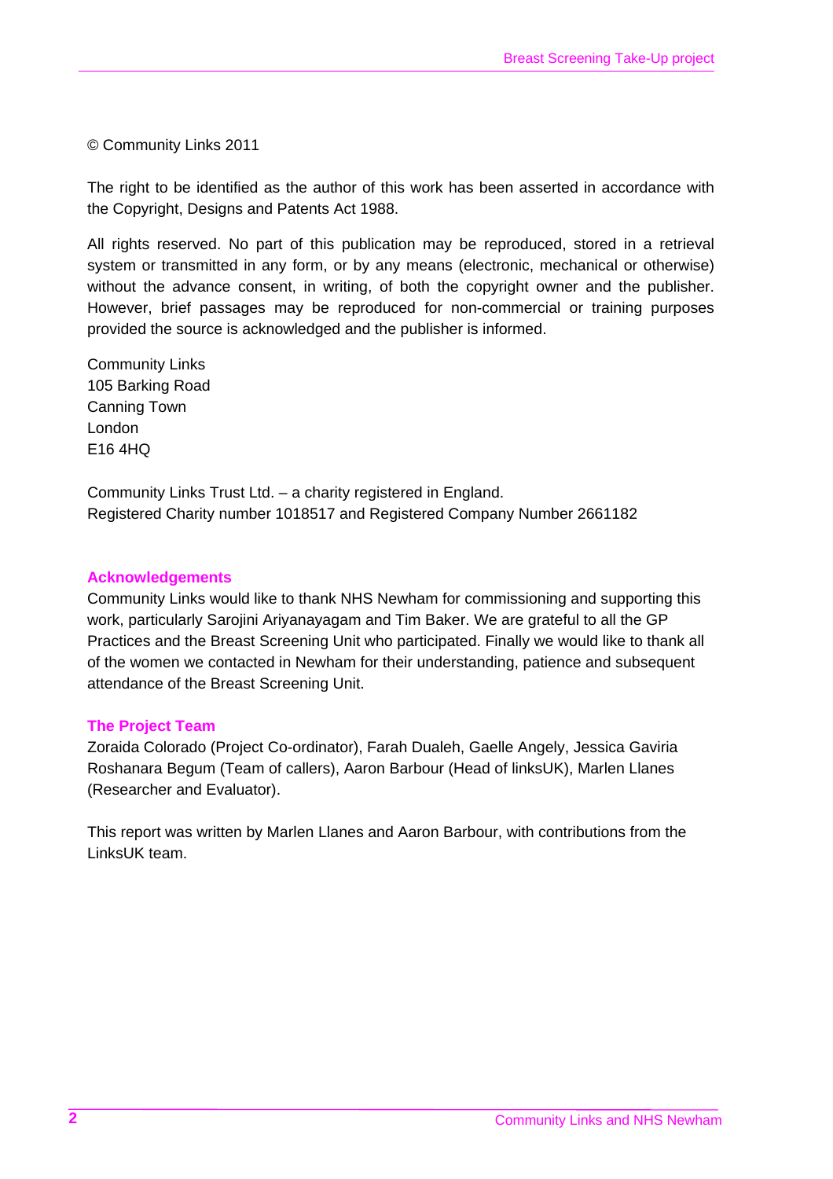© Community Links 2011

The right to be identified as the author of this work has been asserted in accordance with the Copyright, Designs and Patents Act 1988.

All rights reserved. No part of this publication may be reproduced, stored in a retrieval system or transmitted in any form, or by any means (electronic, mechanical or otherwise) without the advance consent, in writing, of both the copyright owner and the publisher. However, brief passages may be reproduced for non-commercial or training purposes provided the source is acknowledged and the publisher is informed.

Community Links
105 Barking Road
Canning Town
London
E16 4HQ

Community Links Trust Ltd. – a charity registered in England.
Registered Charity number 1018517 and Registered Company Number 2661182

## Acknowledgements

Community Links would like to thank NHS Newham for commissioning and supporting this work, particularly Sarojini Ariyanayagam and Tim Baker. We are grateful to all the GP Practices and the Breast Screening Unit who participated. Finally we would like to thank all of the women we contacted in Newham for their understanding, patience and subsequent attendance of the Breast Screening Unit.

## The Project Team

Zoraida Colorado (Project Co-ordinator), Farah Dualeh, Gaelle Angely, Jessica Gaviria Roshanara Begum (Team of callers), Aaron Barbour (Head of linksUK), Marlen Llanes (Researcher and Evaluator).

This report was written by Marlen Llanes and Aaron Barbour, with contributions from the LinksUK team.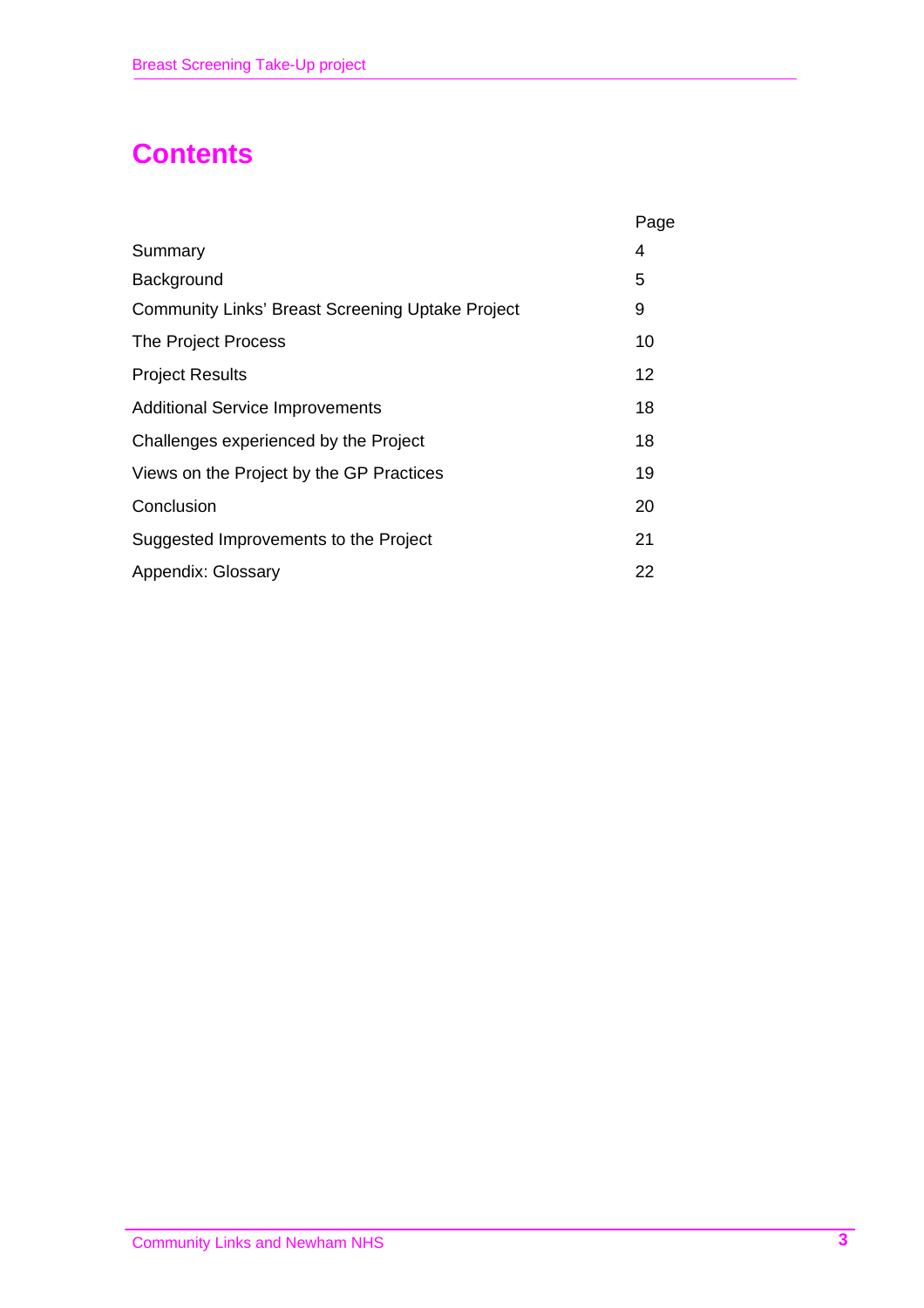# Contents

| | Page |
|---|---|
| Summary | 4 |
| Background | 5 |
| Community Links' Breast Screening Uptake Project | 9 |
| The Project Process | 10 |
| Project Results | 12 |
| Additional Service Improvements | 18 |
| Challenges experienced by the Project | 18 |
| Views on the Project by the GP Practices | 19 |
| Conclusion | 20 |
| Suggested Improvements to the Project | 21 |
| Appendix: Glossary | 22 |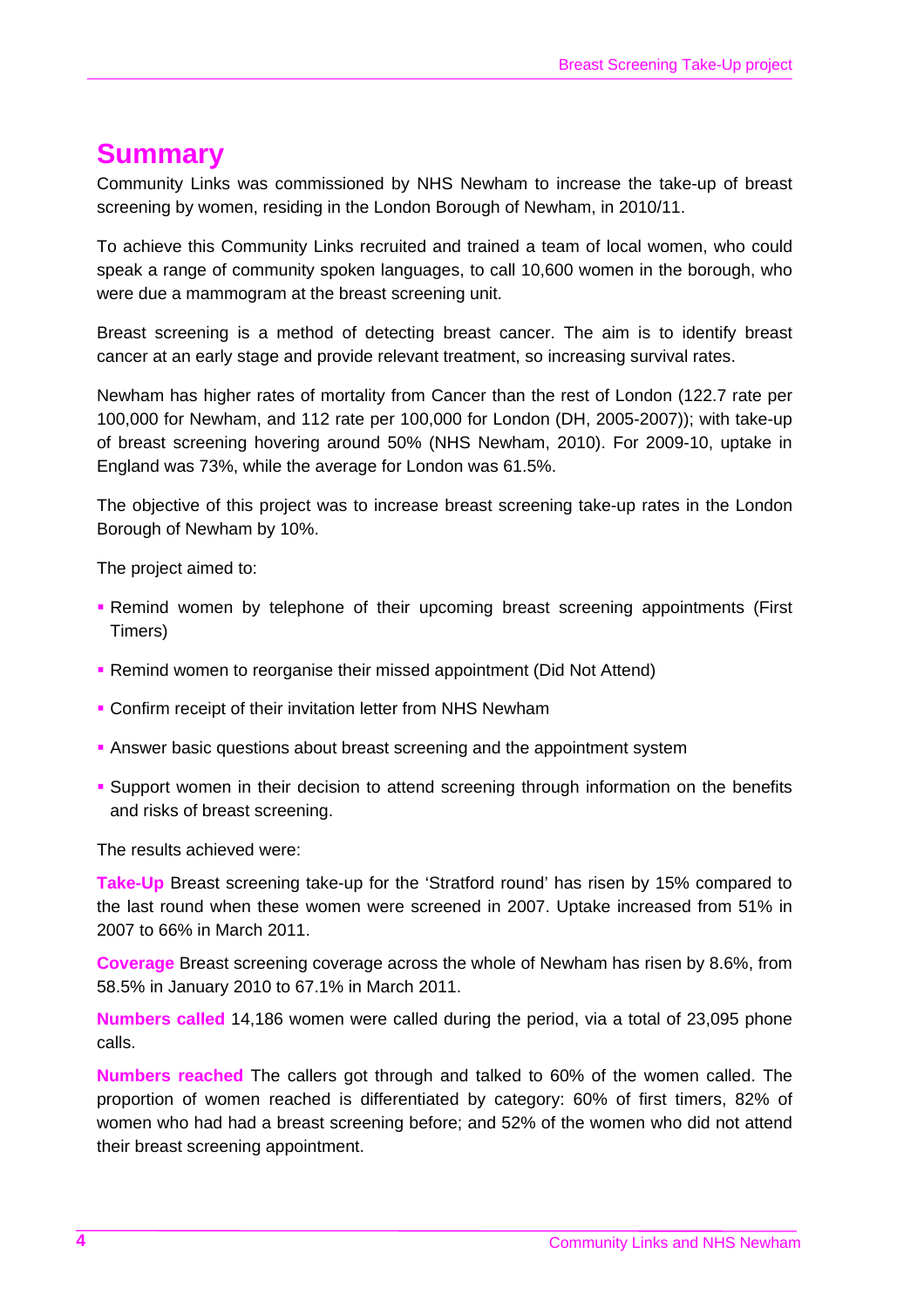# Summary

Community Links was commissioned by NHS Newham to increase the take-up of breast screening by women, residing in the London Borough of Newham, in 2010/11.

To achieve this Community Links recruited and trained a team of local women, who could speak a range of community spoken languages, to call 10,600 women in the borough, who were due a mammogram at the breast screening unit.

Breast screening is a method of detecting breast cancer. The aim is to identify breast cancer at an early stage and provide relevant treatment, so increasing survival rates.

Newham has higher rates of mortality from Cancer than the rest of London (122.7 rate per 100,000 for Newham, and 112 rate per 100,000 for London (DH, 2005-2007)); with take-up of breast screening hovering around 50% (NHS Newham, 2010). For 2009-10, uptake in England was 73%, while the average for London was 61.5%.

The objective of this project was to increase breast screening take-up rates in the London Borough of Newham by 10%.

The project aimed to:

- Remind women by telephone of their upcoming breast screening appointments (First Timers)
- Remind women to reorganise their missed appointment (Did Not Attend)
- Confirm receipt of their invitation letter from NHS Newham
- Answer basic questions about breast screening and the appointment system
- Support women in their decision to attend screening through information on the benefits and risks of breast screening.

The results achieved were:

**Take-Up** Breast screening take-up for the 'Stratford round' has risen by 15% compared to the last round when these women were screened in 2007. Uptake increased from 51% in 2007 to 66% in March 2011.

**Coverage** Breast screening coverage across the whole of Newham has risen by 8.6%, from 58.5% in January 2010 to 67.1% in March 2011.

**Numbers called** 14,186 women were called during the period, via a total of 23,095 phone calls.

**Numbers reached** The callers got through and talked to 60% of the women called. The proportion of women reached is differentiated by category: 60% of first timers, 82% of women who had had a breast screening before; and 52% of the women who did not attend their breast screening appointment.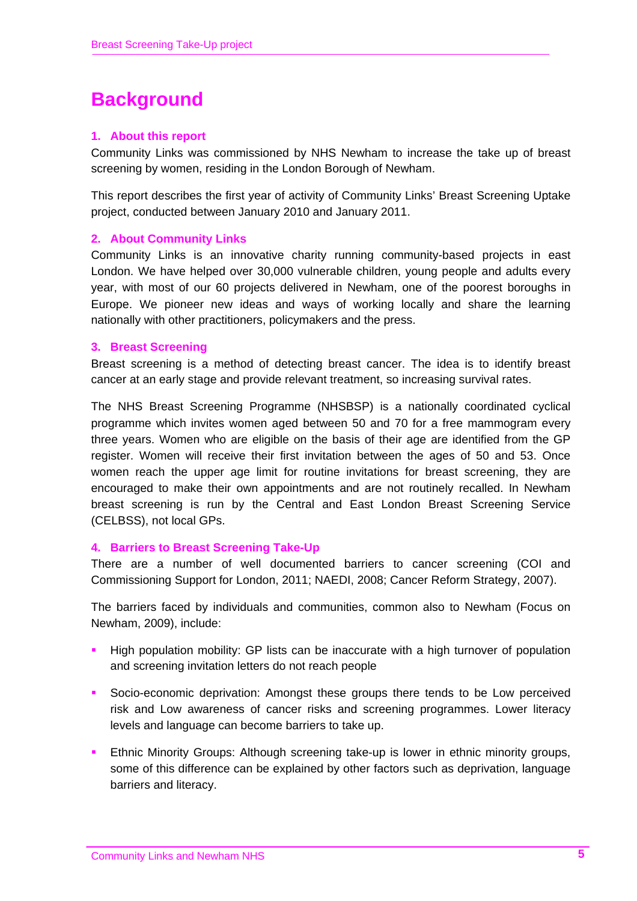# Background

## 1. About this report

Community Links was commissioned by NHS Newham to increase the take up of breast screening by women, residing in the London Borough of Newham.

This report describes the first year of activity of Community Links' Breast Screening Uptake project, conducted between January 2010 and January 2011.

## 2. About Community Links

Community Links is an innovative charity running community-based projects in east London. We have helped over 30,000 vulnerable children, young people and adults every year, with most of our 60 projects delivered in Newham, one of the poorest boroughs in Europe. We pioneer new ideas and ways of working locally and share the learning nationally with other practitioners, policymakers and the press.

## 3. Breast Screening

Breast screening is a method of detecting breast cancer. The idea is to identify breast cancer at an early stage and provide relevant treatment, so increasing survival rates.

The NHS Breast Screening Programme (NHSBSP) is a nationally coordinated cyclical programme which invites women aged between 50 and 70 for a free mammogram every three years. Women who are eligible on the basis of their age are identified from the GP register. Women will receive their first invitation between the ages of 50 and 53. Once women reach the upper age limit for routine invitations for breast screening, they are encouraged to make their own appointments and are not routinely recalled. In Newham breast screening is run by the Central and East London Breast Screening Service (CELBSS), not local GPs.

## 4. Barriers to Breast Screening Take-Up

There are a number of well documented barriers to cancer screening (COI and Commissioning Support for London, 2011; NAEDI, 2008; Cancer Reform Strategy, 2007).

The barriers faced by individuals and communities, common also to Newham (Focus on Newham, 2009), include:

- High population mobility: GP lists can be inaccurate with a high turnover of population and screening invitation letters do not reach people
- Socio-economic deprivation: Amongst these groups there tends to be Low perceived risk and Low awareness of cancer risks and screening programmes. Lower literacy levels and language can become barriers to take up.
- Ethnic Minority Groups: Although screening take-up is lower in ethnic minority groups, some of this difference can be explained by other factors such as deprivation, language barriers and literacy.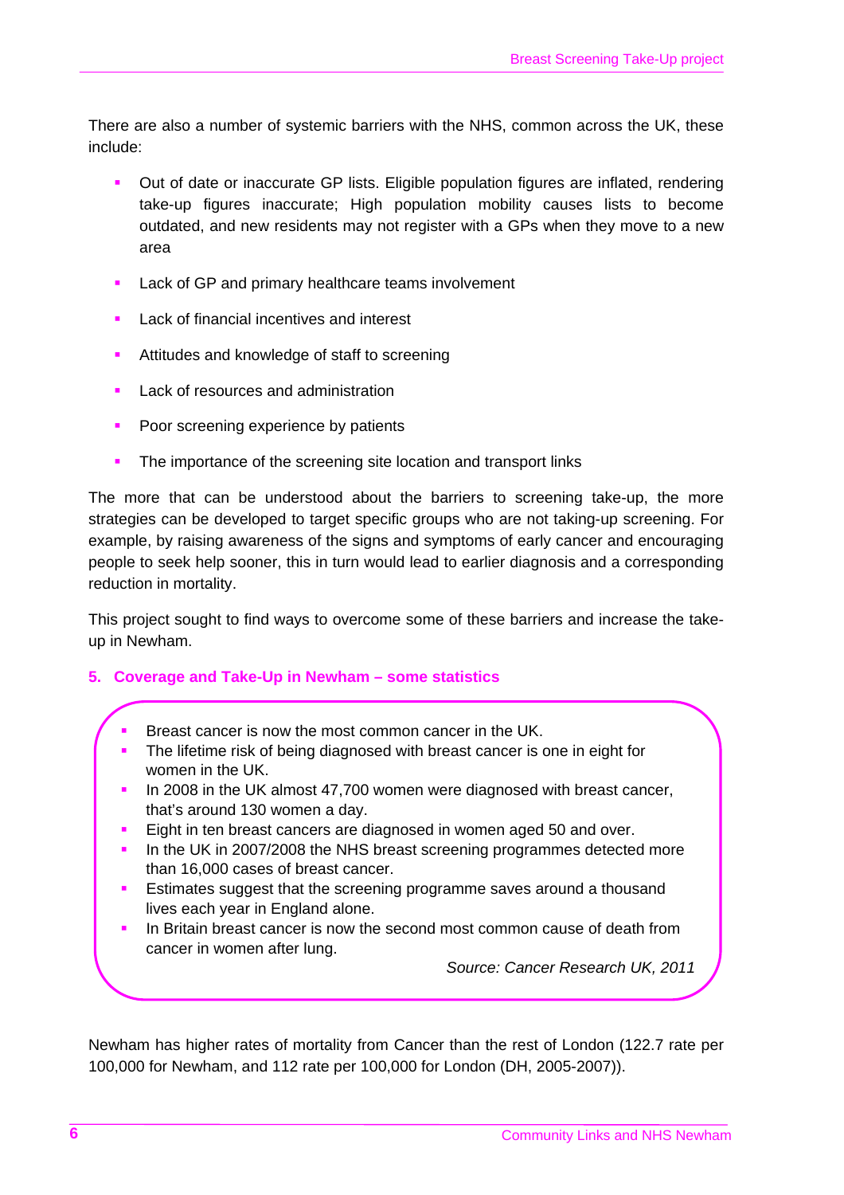There are also a number of systemic barriers with the NHS, common across the UK, these include:

- Out of date or inaccurate GP lists. Eligible population figures are inflated, rendering take-up figures inaccurate; High population mobility causes lists to become outdated, and new residents may not register with a GPs when they move to a new area
- Lack of GP and primary healthcare teams involvement
- Lack of financial incentives and interest
- Attitudes and knowledge of staff to screening
- Lack of resources and administration
- Poor screening experience by patients
- The importance of the screening site location and transport links

The more that can be understood about the barriers to screening take-up, the more strategies can be developed to target specific groups who are not taking-up screening. For example, by raising awareness of the signs and symptoms of early cancer and encouraging people to seek help sooner, this in turn would lead to earlier diagnosis and a corresponding reduction in mortality.

This project sought to find ways to overcome some of these barriers and increase the take-up in Newham.

## 5. Coverage and Take-Up in Newham – some statistics

- Breast cancer is now the most common cancer in the UK.
- The lifetime risk of being diagnosed with breast cancer is one in eight for women in the UK.
- In 2008 in the UK almost 47,700 women were diagnosed with breast cancer, that's around 130 women a day.
- Eight in ten breast cancers are diagnosed in women aged 50 and over.
- In the UK in 2007/2008 the NHS breast screening programmes detected more than 16,000 cases of breast cancer.
- Estimates suggest that the screening programme saves around a thousand lives each year in England alone.
- In Britain breast cancer is now the second most common cause of death from cancer in women after lung.

*Source: Cancer Research UK, 2011*

Newham has higher rates of mortality from Cancer than the rest of London (122.7 rate per 100,000 for Newham, and 112 rate per 100,000 for London (DH, 2005-2007)).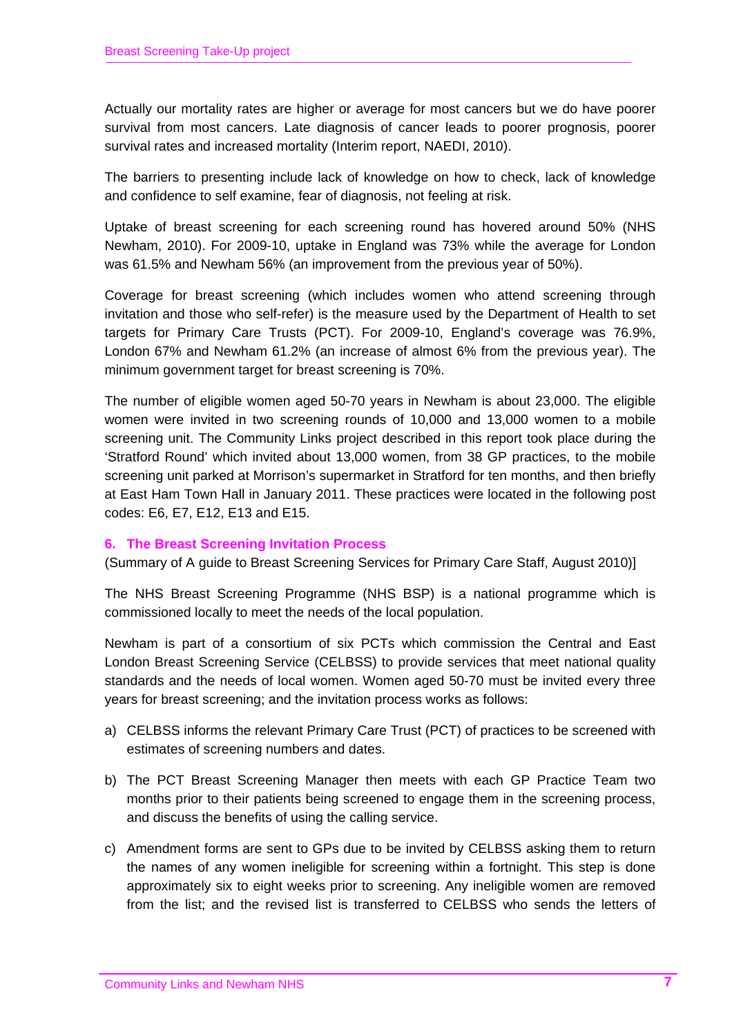Actually our mortality rates are higher or average for most cancers but we do have poorer survival from most cancers. Late diagnosis of cancer leads to poorer prognosis, poorer survival rates and increased mortality (Interim report, NAEDI, 2010).

The barriers to presenting include lack of knowledge on how to check, lack of knowledge and confidence to self examine, fear of diagnosis, not feeling at risk.

Uptake of breast screening for each screening round has hovered around 50% (NHS Newham, 2010). For 2009-10, uptake in England was 73% while the average for London was 61.5% and Newham 56% (an improvement from the previous year of 50%).

Coverage for breast screening (which includes women who attend screening through invitation and those who self-refer) is the measure used by the Department of Health to set targets for Primary Care Trusts (PCT). For 2009-10, England's coverage was 76.9%, London 67% and Newham 61.2% (an increase of almost 6% from the previous year). The minimum government target for breast screening is 70%.

The number of eligible women aged 50-70 years in Newham is about 23,000. The eligible women were invited in two screening rounds of 10,000 and 13,000 women to a mobile screening unit. The Community Links project described in this report took place during the 'Stratford Round' which invited about 13,000 women, from 38 GP practices, to the mobile screening unit parked at Morrison's supermarket in Stratford for ten months, and then briefly at East Ham Town Hall in January 2011. These practices were located in the following post codes: E6, E7, E12, E13 and E15.

## 6. The Breast Screening Invitation Process

(Summary of A guide to Breast Screening Services for Primary Care Staff, August 2010)]

The NHS Breast Screening Programme (NHS BSP) is a national programme which is commissioned locally to meet the needs of the local population.

Newham is part of a consortium of six PCTs which commission the Central and East London Breast Screening Service (CELBSS) to provide services that meet national quality standards and the needs of local women. Women aged 50-70 must be invited every three years for breast screening; and the invitation process works as follows:

a) CELBSS informs the relevant Primary Care Trust (PCT) of practices to be screened with estimates of screening numbers and dates.

b) The PCT Breast Screening Manager then meets with each GP Practice Team two months prior to their patients being screened to engage them in the screening process, and discuss the benefits of using the calling service.

c) Amendment forms are sent to GPs due to be invited by CELBSS asking them to return the names of any women ineligible for screening within a fortnight. This step is done approximately six to eight weeks prior to screening. Any ineligible women are removed from the list; and the revised list is transferred to CELBSS who sends the letters of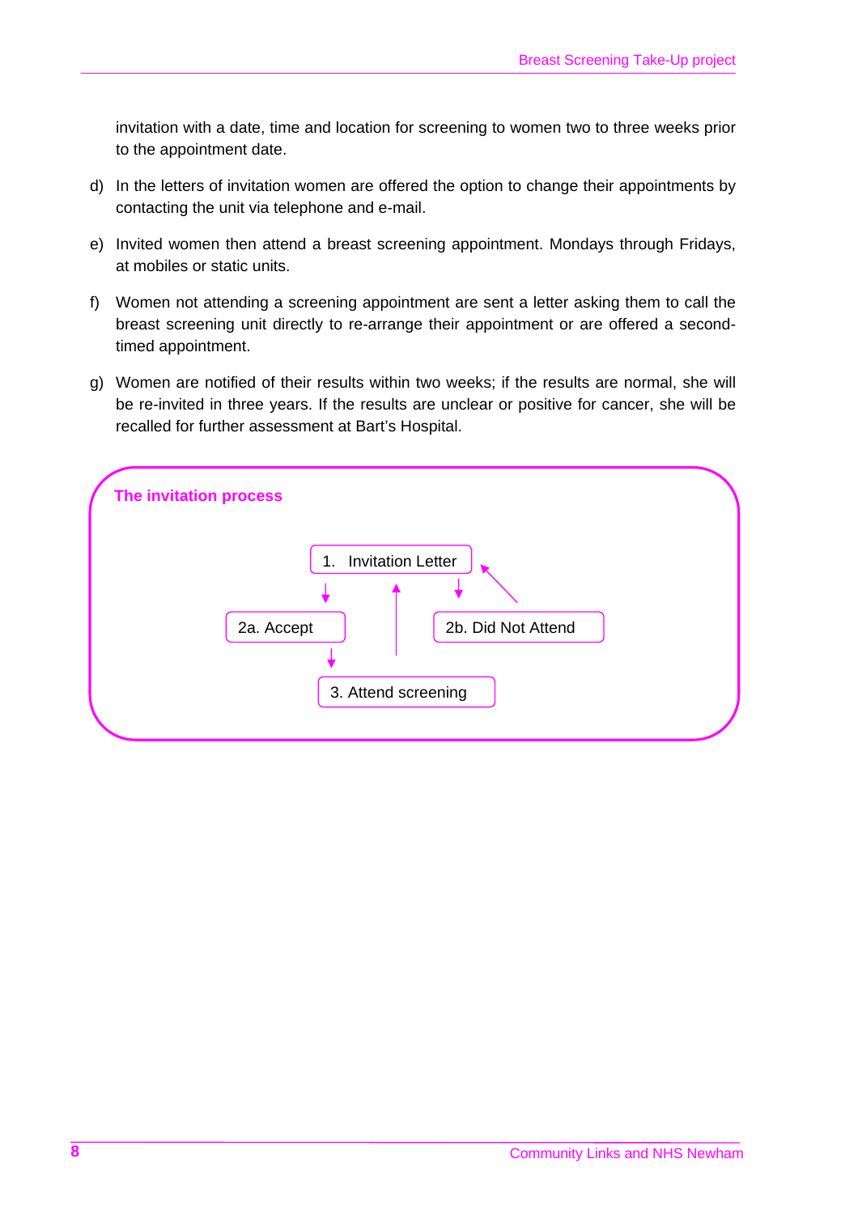invitation with a date, time and location for screening to women two to three weeks prior to the appointment date.

d) In the letters of invitation women are offered the option to change their appointments by contacting the unit via telephone and e-mail.

e) Invited women then attend a breast screening appointment. Mondays through Fridays, at mobiles or static units.

f) Women not attending a screening appointment are sent a letter asking them to call the breast screening unit directly to re-arrange their appointment or are offered a second-timed appointment.

g) Women are notified of their results within two weeks; if the results are normal, she will be re-invited in three years. If the results are unclear or positive for cancer, she will be recalled for further assessment at Bart's Hospital.

**The invitation process**

1. Invitation Letter

2a. Accept

2b. Did Not Attend

3. Attend screening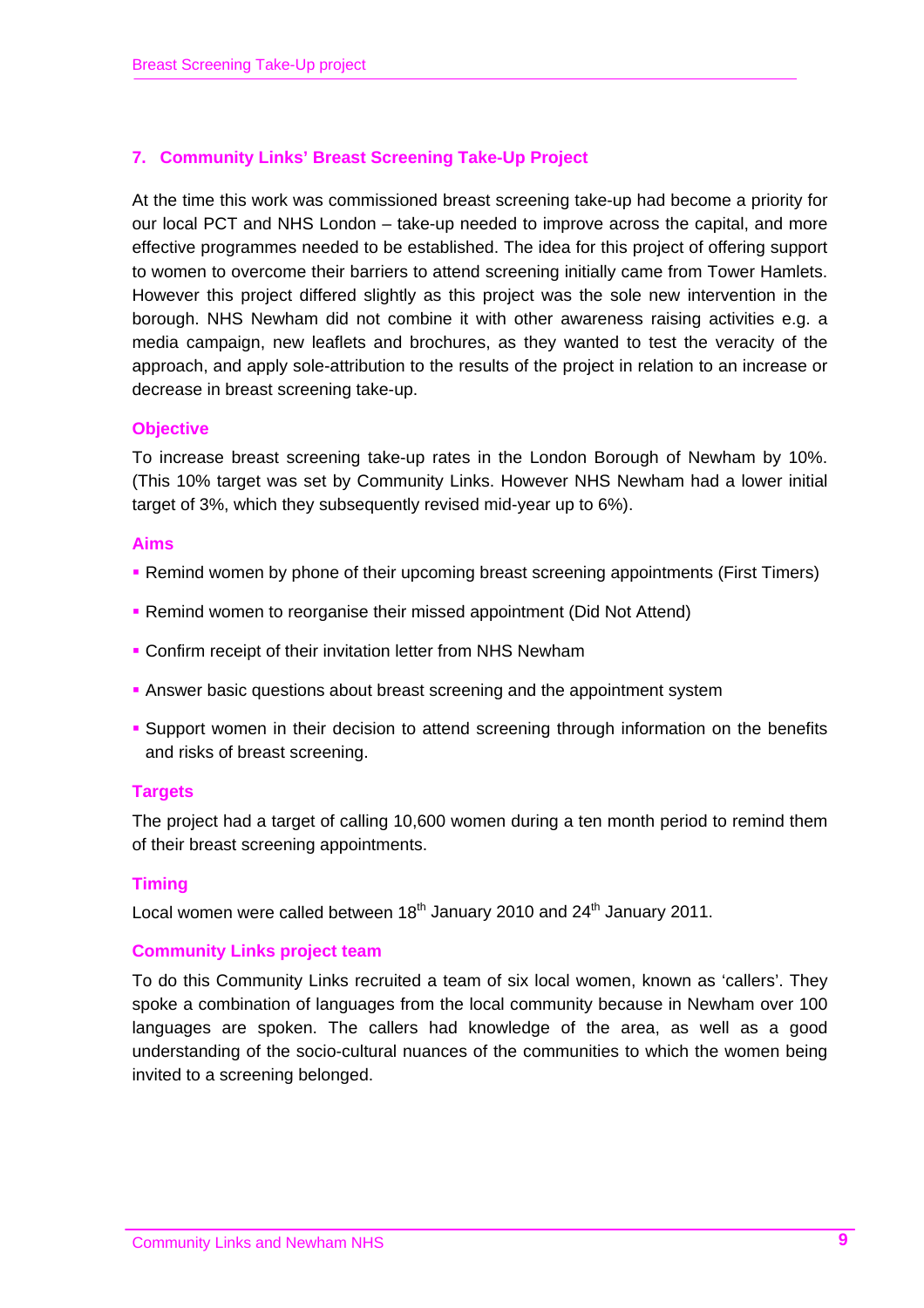## 7. Community Links' Breast Screening Take-Up Project

At the time this work was commissioned breast screening take-up had become a priority for our local PCT and NHS London – take-up needed to improve across the capital, and more effective programmes needed to be established. The idea for this project of offering support to women to overcome their barriers to attend screening initially came from Tower Hamlets. However this project differed slightly as this project was the sole new intervention in the borough. NHS Newham did not combine it with other awareness raising activities e.g. a media campaign, new leaflets and brochures, as they wanted to test the veracity of the approach, and apply sole-attribution to the results of the project in relation to an increase or decrease in breast screening take-up.

### Objective

To increase breast screening take-up rates in the London Borough of Newham by 10%. (This 10% target was set by Community Links. However NHS Newham had a lower initial target of 3%, which they subsequently revised mid-year up to 6%).

### Aims

- Remind women by phone of their upcoming breast screening appointments (First Timers)
- Remind women to reorganise their missed appointment (Did Not Attend)
- Confirm receipt of their invitation letter from NHS Newham
- Answer basic questions about breast screening and the appointment system
- Support women in their decision to attend screening through information on the benefits and risks of breast screening.

### Targets

The project had a target of calling 10,600 women during a ten month period to remind them of their breast screening appointments.

### Timing

Local women were called between 18th January 2010 and 24th January 2011.

### Community Links project team

To do this Community Links recruited a team of six local women, known as 'callers'. They spoke a combination of languages from the local community because in Newham over 100 languages are spoken. The callers had knowledge of the area, as well as a good understanding of the socio-cultural nuances of the communities to which the women being invited to a screening belonged.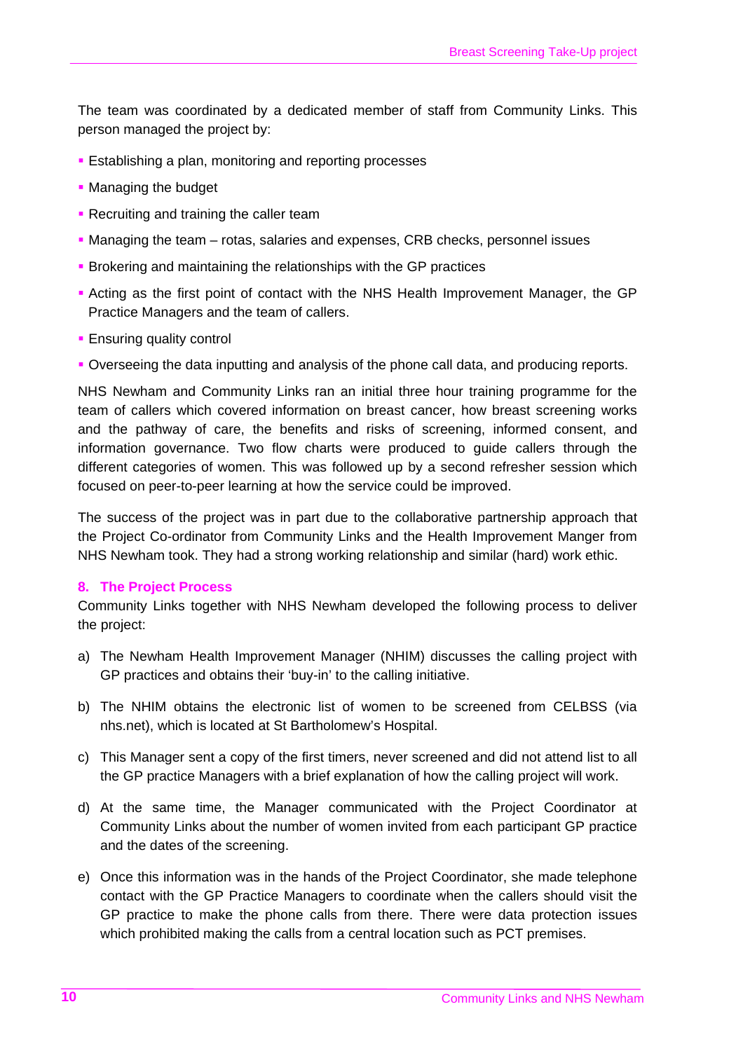The team was coordinated by a dedicated member of staff from Community Links. This person managed the project by:

- Establishing a plan, monitoring and reporting processes
- Managing the budget
- Recruiting and training the caller team
- Managing the team – rotas, salaries and expenses, CRB checks, personnel issues
- Brokering and maintaining the relationships with the GP practices
- Acting as the first point of contact with the NHS Health Improvement Manager, the GP Practice Managers and the team of callers.
- Ensuring quality control
- Overseeing the data inputting and analysis of the phone call data, and producing reports.

NHS Newham and Community Links ran an initial three hour training programme for the team of callers which covered information on breast cancer, how breast screening works and the pathway of care, the benefits and risks of screening, informed consent, and information governance. Two flow charts were produced to guide callers through the different categories of women. This was followed up by a second refresher session which focused on peer-to-peer learning at how the service could be improved.

The success of the project was in part due to the collaborative partnership approach that the Project Co-ordinator from Community Links and the Health Improvement Manger from NHS Newham took. They had a strong working relationship and similar (hard) work ethic.

## 8. The Project Process

Community Links together with NHS Newham developed the following process to deliver the project:

a) The Newham Health Improvement Manager (NHIM) discusses the calling project with GP practices and obtains their 'buy-in' to the calling initiative.

b) The NHIM obtains the electronic list of women to be screened from CELBSS (via nhs.net), which is located at St Bartholomew's Hospital.

c) This Manager sent a copy of the first timers, never screened and did not attend list to all the GP practice Managers with a brief explanation of how the calling project will work.

d) At the same time, the Manager communicated with the Project Coordinator at Community Links about the number of women invited from each participant GP practice and the dates of the screening.

e) Once this information was in the hands of the Project Coordinator, she made telephone contact with the GP Practice Managers to coordinate when the callers should visit the GP practice to make the phone calls from there. There were data protection issues which prohibited making the calls from a central location such as PCT premises.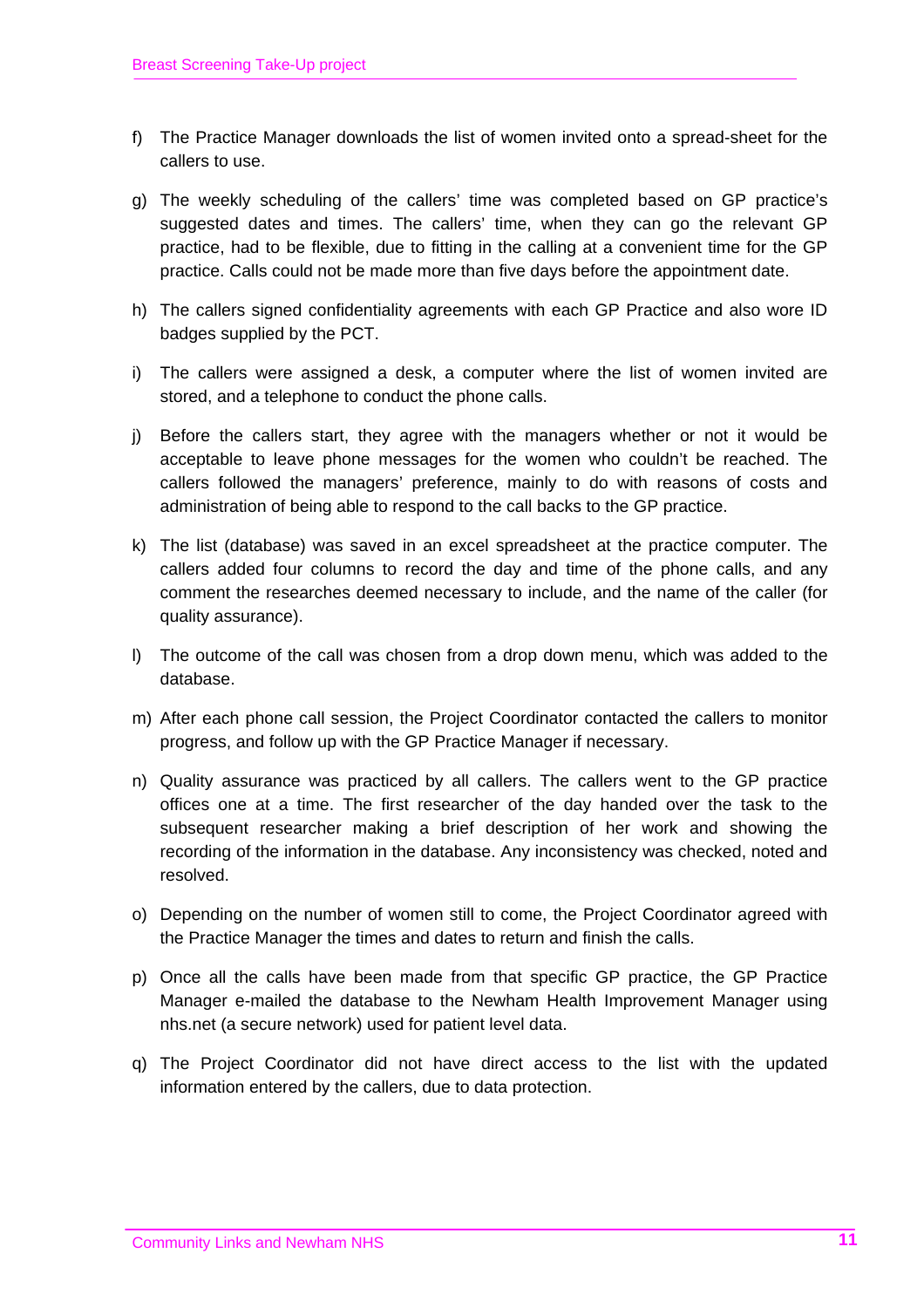f) The Practice Manager downloads the list of women invited onto a spread-sheet for the callers to use.

g) The weekly scheduling of the callers' time was completed based on GP practice's suggested dates and times. The callers' time, when they can go the relevant GP practice, had to be flexible, due to fitting in the calling at a convenient time for the GP practice. Calls could not be made more than five days before the appointment date.

h) The callers signed confidentiality agreements with each GP Practice and also wore ID badges supplied by the PCT.

i) The callers were assigned a desk, a computer where the list of women invited are stored, and a telephone to conduct the phone calls.

j) Before the callers start, they agree with the managers whether or not it would be acceptable to leave phone messages for the women who couldn't be reached. The callers followed the managers' preference, mainly to do with reasons of costs and administration of being able to respond to the call backs to the GP practice.

k) The list (database) was saved in an excel spreadsheet at the practice computer. The callers added four columns to record the day and time of the phone calls, and any comment the researches deemed necessary to include, and the name of the caller (for quality assurance).

l) The outcome of the call was chosen from a drop down menu, which was added to the database.

m) After each phone call session, the Project Coordinator contacted the callers to monitor progress, and follow up with the GP Practice Manager if necessary.

n) Quality assurance was practiced by all callers. The callers went to the GP practice offices one at a time. The first researcher of the day handed over the task to the subsequent researcher making a brief description of her work and showing the recording of the information in the database. Any inconsistency was checked, noted and resolved.

o) Depending on the number of women still to come, the Project Coordinator agreed with the Practice Manager the times and dates to return and finish the calls.

p) Once all the calls have been made from that specific GP practice, the GP Practice Manager e-mailed the database to the Newham Health Improvement Manager using nhs.net (a secure network) used for patient level data.

q) The Project Coordinator did not have direct access to the list with the updated information entered by the callers, due to data protection.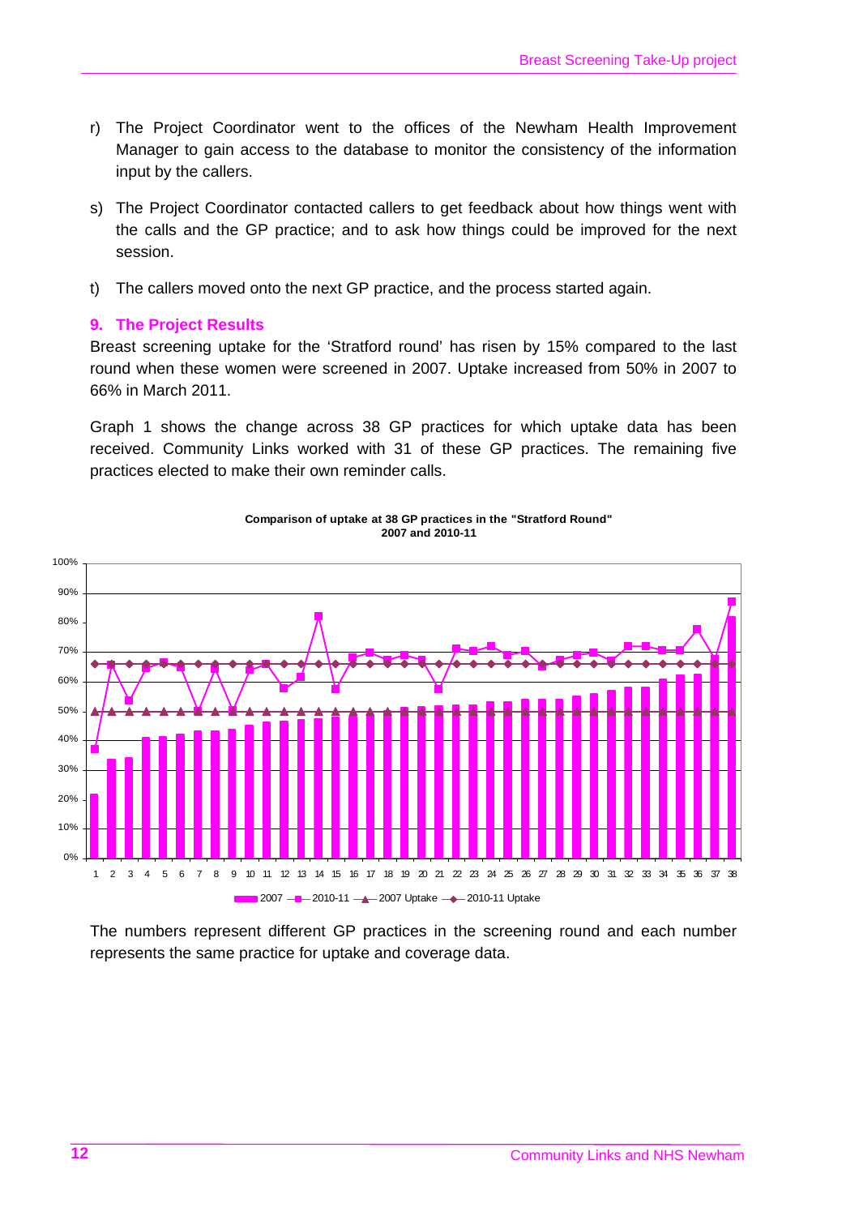r) The Project Coordinator went to the offices of the Newham Health Improvement Manager to gain access to the database to monitor the consistency of the information input by the callers.

s) The Project Coordinator contacted callers to get feedback about how things went with the calls and the GP practice; and to ask how things could be improved for the next session.

t) The callers moved onto the next GP practice, and the process started again.

## 9. The Project Results

Breast screening uptake for the 'Stratford round' has risen by 15% compared to the last round when these women were screened in 2007. Uptake increased from 50% in 2007 to 66% in March 2011.

Graph 1 shows the change across 38 GP practices for which uptake data has been received. Community Links worked with 31 of these GP practices. The remaining five practices elected to make their own reminder calls.

**Comparison of uptake at 38 GP practices in the "Stratford Round" 2007 and 2010-11**

The numbers represent different GP practices in the screening round and each number represents the same practice for uptake and coverage data.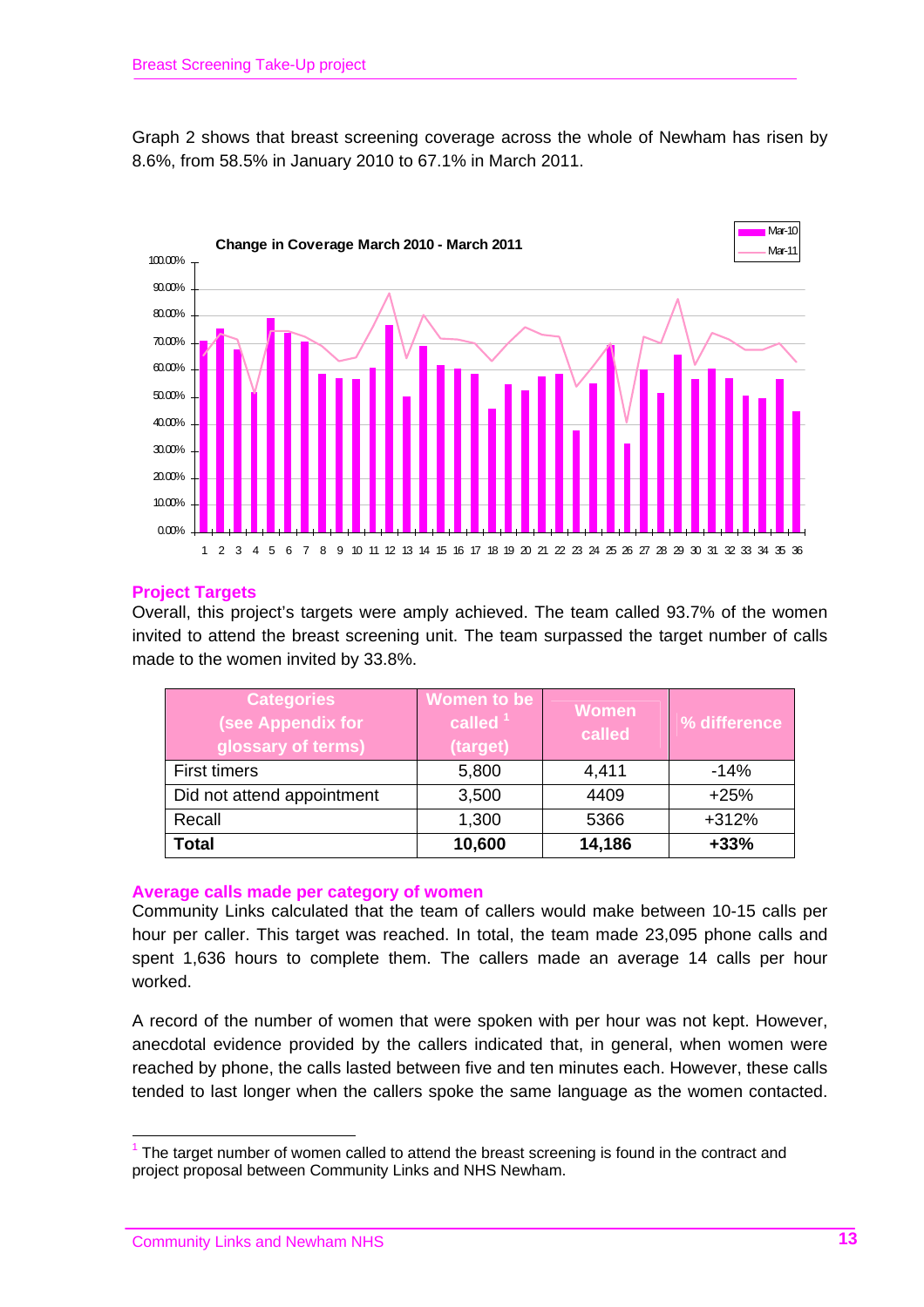Graph 2 shows that breast screening coverage across the whole of Newham has risen by 8.6%, from 58.5% in January 2010 to 67.1% in March 2011.

**Change in Coverage March 2010 - March 2011**

### Project Targets

Overall, this project's targets were amply achieved. The team called 93.7% of the women invited to attend the breast screening unit. The team surpassed the target number of calls made to the women invited by 33.8%.

| Categories (see Appendix for glossary of terms) | Women to be called [1] (target) | Women called | % difference |
|---|---|---|---|
| First timers | 5,800 | 4,411 | -14% |
| Did not attend appointment | 3,500 | 4409 | +25% |
| Recall | 1,300 | 5366 | +312% |
| **Total** | **10,600** | **14,186** | **+33%** |

### Average calls made per category of women

Community Links calculated that the team of callers would make between 10-15 calls per hour per caller. This target was reached. In total, the team made 23,095 phone calls and spent 1,636 hours to complete them. The callers made an average 14 calls per hour worked.

A record of the number of women that were spoken with per hour was not kept. However, anecdotal evidence provided by the callers indicated that, in general, when women were reached by phone, the calls lasted between five and ten minutes each. However, these calls tended to last longer when the callers spoke the same language as the women contacted.

[1] The target number of women called to attend the breast screening is found in the contract and project proposal between Community Links and NHS Newham.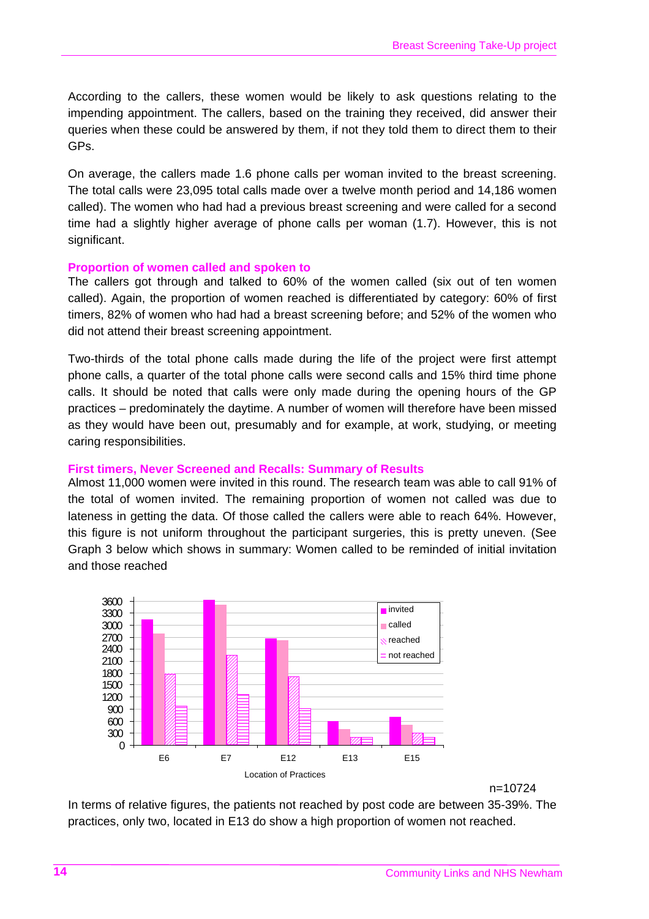According to the callers, these women would be likely to ask questions relating to the impending appointment. The callers, based on the training they received, did answer their queries when these could be answered by them, if not they told them to direct them to their GPs.

On average, the callers made 1.6 phone calls per woman invited to the breast screening. The total calls were 23,095 total calls made over a twelve month period and 14,186 women called). The women who had had a previous breast screening and were called for a second time had a slightly higher average of phone calls per woman (1.7). However, this is not significant.

### Proportion of women called and spoken to

The callers got through and talked to 60% of the women called (six out of ten women called). Again, the proportion of women reached is differentiated by category: 60% of first timers, 82% of women who had had a breast screening before; and 52% of the women who did not attend their breast screening appointment.

Two-thirds of the total phone calls made during the life of the project were first attempt phone calls, a quarter of the total phone calls were second calls and 15% third time phone calls. It should be noted that calls were only made during the opening hours of the GP practices – predominately the daytime. A number of women will therefore have been missed as they would have been out, presumably and for example, at work, studying, or meeting caring responsibilities.

### First timers, Never Screened and Recalls: Summary of Results

Almost 11,000 women were invited in this round. The research team was able to call 91% of the total of women invited. The remaining proportion of women not called was due to lateness in getting the data. Of those called the callers were able to reach 64%. However, this figure is not uniform throughout the participant surgeries, this is pretty uneven. (See Graph 3 below which shows in summary: Women called to be reminded of initial invitation and those reached

n=10724

In terms of relative figures, the patients not reached by post code are between 35-39%. The practices, only two, located in E13 do show a high proportion of women not reached.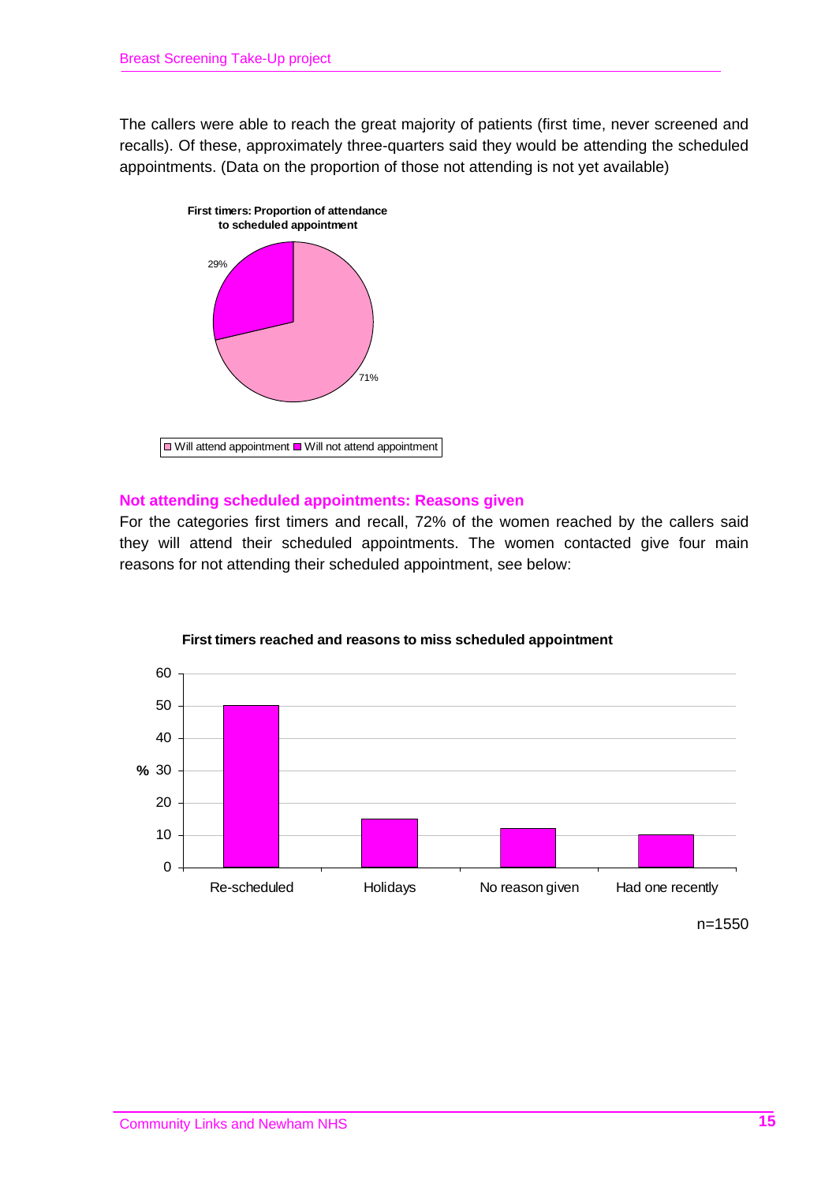The callers were able to reach the great majority of patients (first time, never screened and recalls). Of these, approximately three-quarters said they would be attending the scheduled appointments. (Data on the proportion of those not attending is not yet available)

**First timers: Proportion of attendance to scheduled appointment**

| Response | % |
|---|---|
| Will attend appointment | 71% |
| Will not attend appointment | 29% |

## Not attending scheduled appointments: Reasons given

For the categories first timers and recall, 72% of the women reached by the callers said they will attend their scheduled appointments. The women contacted give four main reasons for not attending their scheduled appointment, see below:

**First timers reached and reasons to miss scheduled appointment**

| Reason | % |
|---|---|
| Re-scheduled | 50 |
| Holidays | 15 |
| No reason given | 12 |
| Had one recently | 10 |

n=1550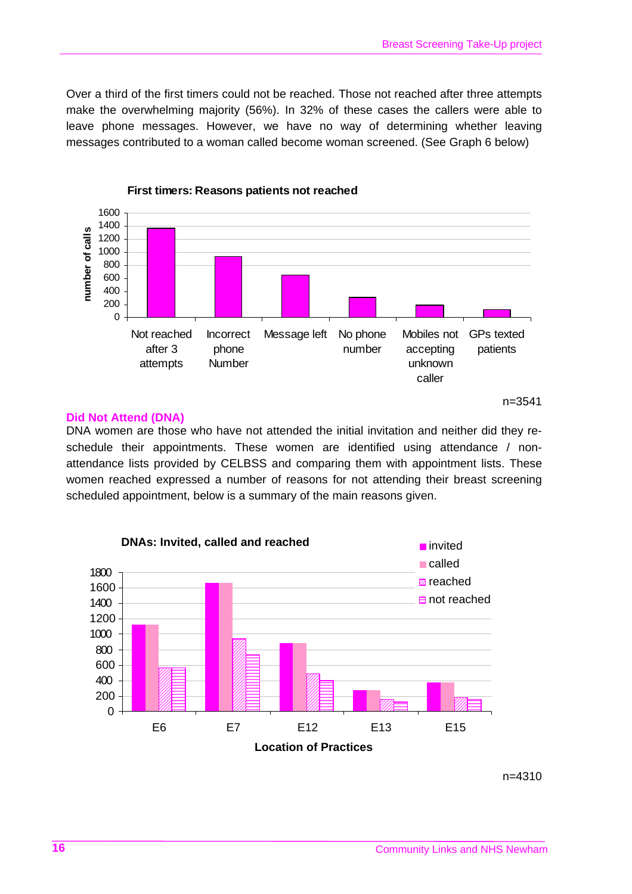Over a third of the first timers could not be reached. Those not reached after three attempts make the overwhelming majority (56%). In 32% of these cases the callers were able to leave phone messages. However, we have no way of determining whether leaving messages contributed to a woman called become woman screened. (See Graph 6 below)

**First timers: Reasons patients not reached**

n=3541

### Did Not Attend (DNA)

DNA women are those who have not attended the initial invitation and neither did they re-schedule their appointments. These women are identified using attendance / non-attendance lists provided by CELBSS and comparing them with appointment lists. These women reached expressed a number of reasons for not attending their breast screening scheduled appointment, below is a summary of the main reasons given.

**DNAs: Invited, called and reached**

n=4310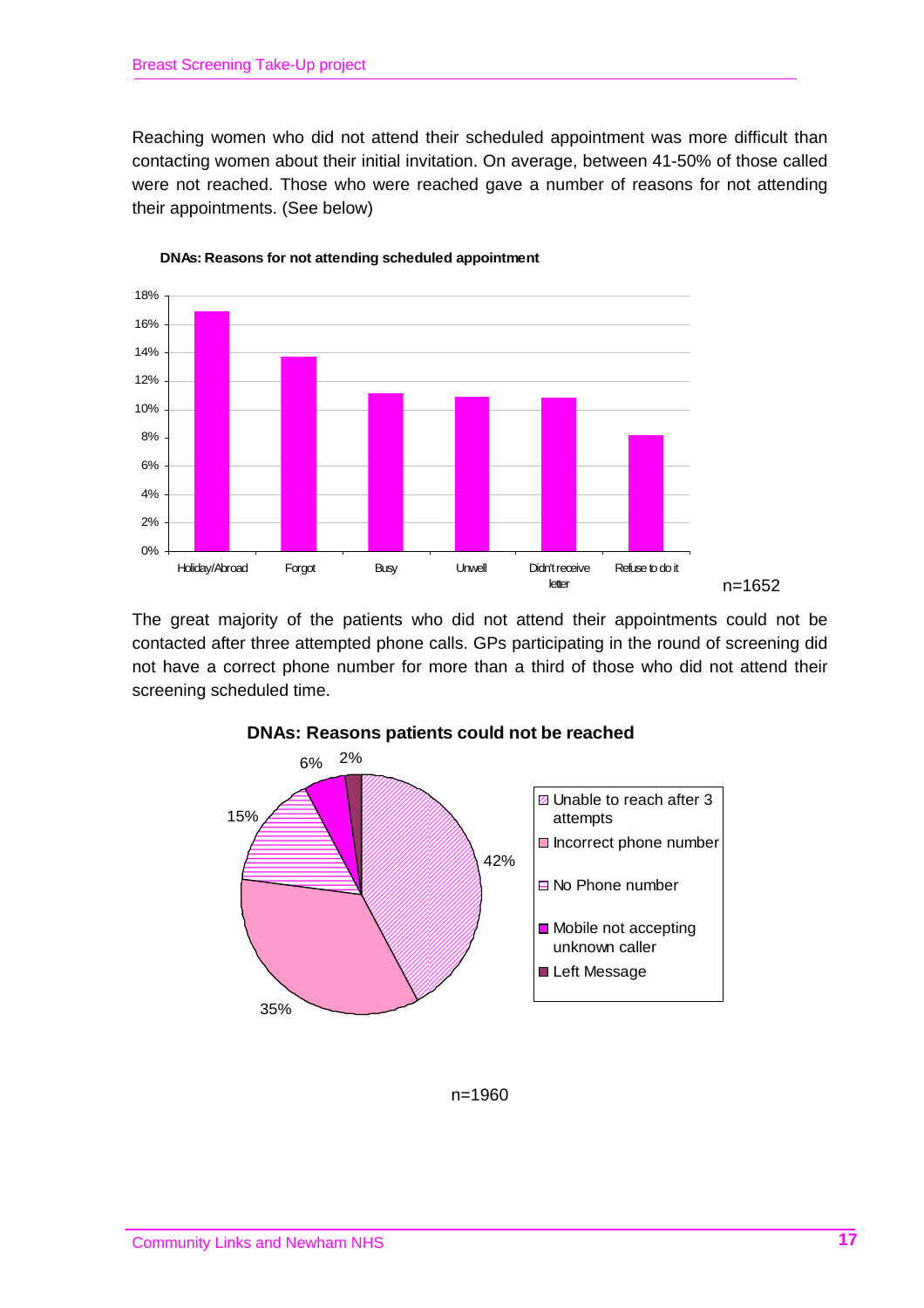Reaching women who did not attend their scheduled appointment was more difficult than contacting women about their initial invitation. On average, between 41-50% of those called were not reached. Those who were reached gave a number of reasons for not attending their appointments. (See below)

**DNAs: Reasons for not attending scheduled appointment**

| Reason | Percentage (approx.) |
|---|---|
| Holiday/Abroad | 17% |
| Forgot | 14% |
| Busy | 11% |
| Unwell | 11% |
| Didn't receive letter | 11% |
| Refuse to do it | 8% |

n=1652

The great majority of the patients who did not attend their appointments could not be contacted after three attempted phone calls. GPs participating in the round of screening did not have a correct phone number for more than a third of those who did not attend their screening scheduled time.

**DNAs: Reasons patients could not be reached**

| Reason | Percentage |
|---|---|
| Unable to reach after 3 attempts | 42% |
| Incorrect phone number | 35% |
| No Phone number | 15% |
| Mobile not accepting unknown caller | 6% |
| Left Message | 2% |

n=1960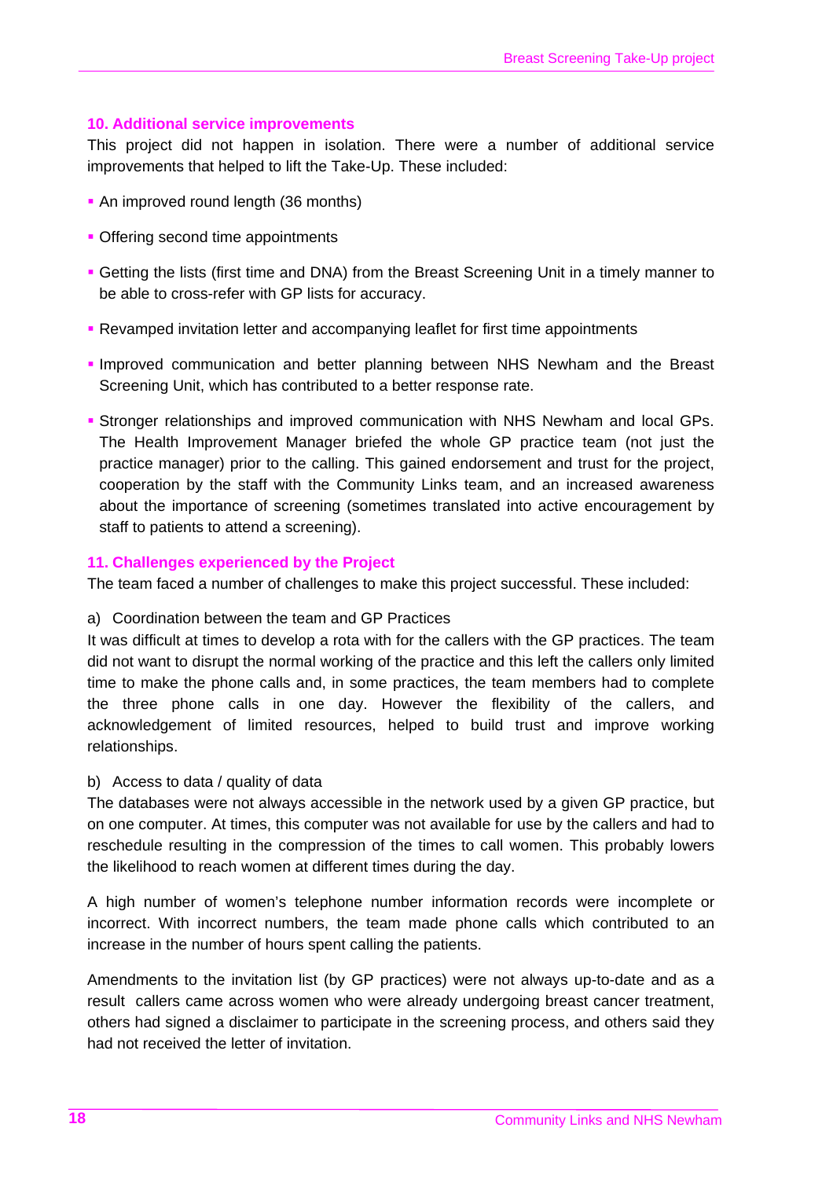## 10. Additional service improvements

This project did not happen in isolation. There were a number of additional service improvements that helped to lift the Take-Up. These included:

- An improved round length (36 months)
- Offering second time appointments
- Getting the lists (first time and DNA) from the Breast Screening Unit in a timely manner to be able to cross-refer with GP lists for accuracy.
- Revamped invitation letter and accompanying leaflet for first time appointments
- Improved communication and better planning between NHS Newham and the Breast Screening Unit, which has contributed to a better response rate.
- Stronger relationships and improved communication with NHS Newham and local GPs. The Health Improvement Manager briefed the whole GP practice team (not just the practice manager) prior to the calling. This gained endorsement and trust for the project, cooperation by the staff with the Community Links team, and an increased awareness about the importance of screening (sometimes translated into active encouragement by staff to patients to attend a screening).

## 11. Challenges experienced by the Project

The team faced a number of challenges to make this project successful. These included:

a) Coordination between the team and GP Practices

It was difficult at times to develop a rota with for the callers with the GP practices. The team did not want to disrupt the normal working of the practice and this left the callers only limited time to make the phone calls and, in some practices, the team members had to complete the three phone calls in one day. However the flexibility of the callers, and acknowledgement of limited resources, helped to build trust and improve working relationships.

b) Access to data / quality of data

The databases were not always accessible in the network used by a given GP practice, but on one computer. At times, this computer was not available for use by the callers and had to reschedule resulting in the compression of the times to call women. This probably lowers the likelihood to reach women at different times during the day.

A high number of women's telephone number information records were incomplete or incorrect. With incorrect numbers, the team made phone calls which contributed to an increase in the number of hours spent calling the patients.

Amendments to the invitation list (by GP practices) were not always up-to-date and as a result callers came across women who were already undergoing breast cancer treatment, others had signed a disclaimer to participate in the screening process, and others said they had not received the letter of invitation.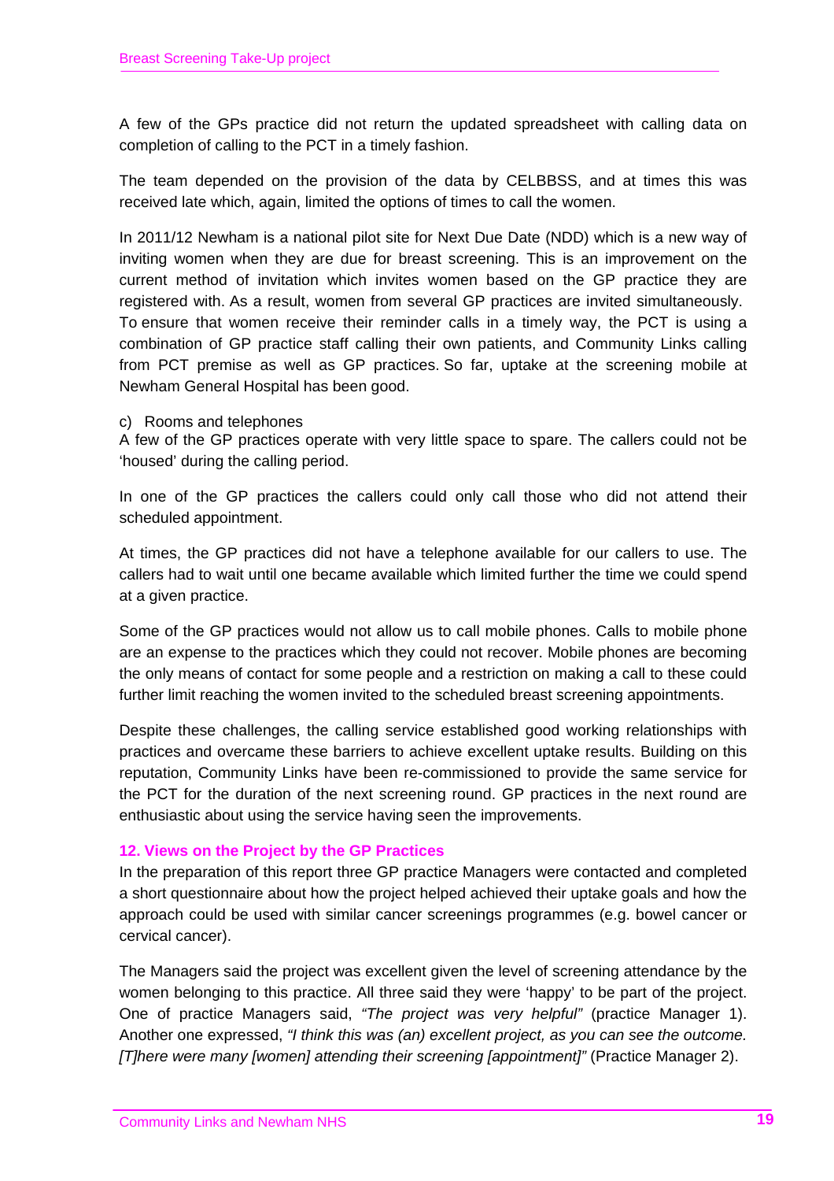A few of the GPs practice did not return the updated spreadsheet with calling data on completion of calling to the PCT in a timely fashion.

The team depended on the provision of the data by CELBBSS, and at times this was received late which, again, limited the options of times to call the women.

In 2011/12 Newham is a national pilot site for Next Due Date (NDD) which is a new way of inviting women when they are due for breast screening. This is an improvement on the current method of invitation which invites women based on the GP practice they are registered with. As a result, women from several GP practices are invited simultaneously. To ensure that women receive their reminder calls in a timely way, the PCT is using a combination of GP practice staff calling their own patients, and Community Links calling from PCT premise as well as GP practices. So far, uptake at the screening mobile at Newham General Hospital has been good.

c) Rooms and telephones

A few of the GP practices operate with very little space to spare. The callers could not be 'housed' during the calling period.

In one of the GP practices the callers could only call those who did not attend their scheduled appointment.

At times, the GP practices did not have a telephone available for our callers to use. The callers had to wait until one became available which limited further the time we could spend at a given practice.

Some of the GP practices would not allow us to call mobile phones. Calls to mobile phone are an expense to the practices which they could not recover. Mobile phones are becoming the only means of contact for some people and a restriction on making a call to these could further limit reaching the women invited to the scheduled breast screening appointments.

Despite these challenges, the calling service established good working relationships with practices and overcame these barriers to achieve excellent uptake results. Building on this reputation, Community Links have been re-commissioned to provide the same service for the PCT for the duration of the next screening round. GP practices in the next round are enthusiastic about using the service having seen the improvements.

## 12. Views on the Project by the GP Practices

In the preparation of this report three GP practice Managers were contacted and completed a short questionnaire about how the project helped achieved their uptake goals and how the approach could be used with similar cancer screenings programmes (e.g. bowel cancer or cervical cancer).

The Managers said the project was excellent given the level of screening attendance by the women belonging to this practice. All three said they were 'happy' to be part of the project. One of practice Managers said, *"The project was very helpful"* (practice Manager 1). Another one expressed, *"I think this was (an) excellent project, as you can see the outcome. [T]here were many [women] attending their screening [appointment]"* (Practice Manager 2).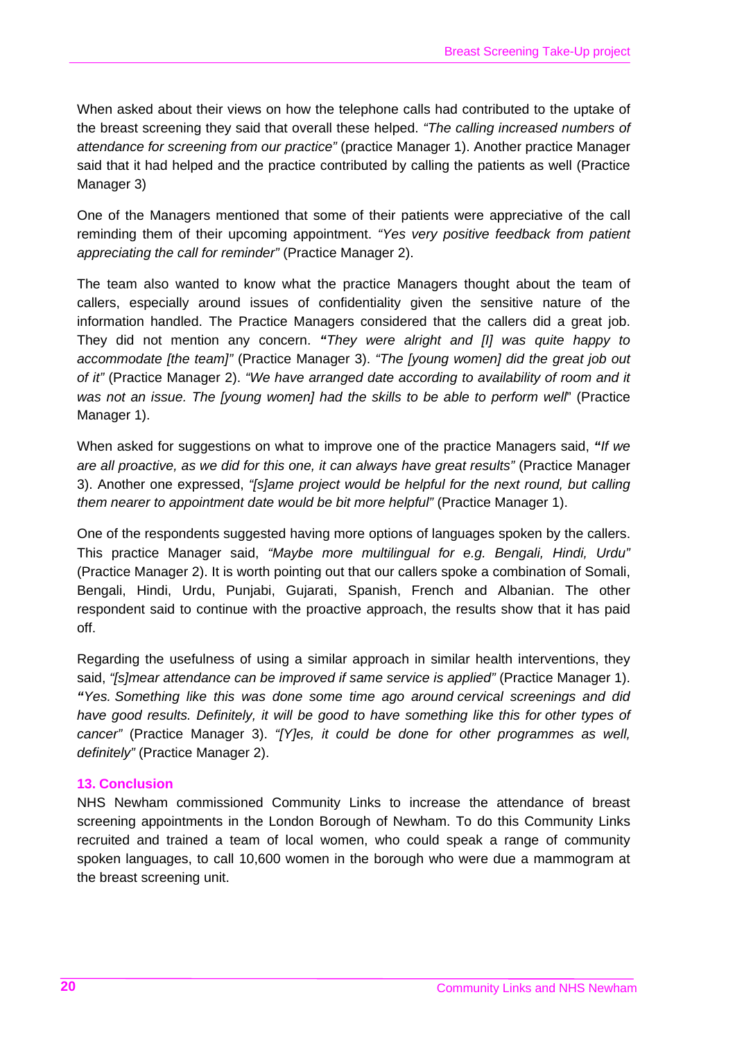When asked about their views on how the telephone calls had contributed to the uptake of the breast screening they said that overall these helped. *"The calling increased numbers of attendance for screening from our practice"* (practice Manager 1). Another practice Manager said that it had helped and the practice contributed by calling the patients as well (Practice Manager 3)

One of the Managers mentioned that some of their patients were appreciative of the call reminding them of their upcoming appointment. *"Yes very positive feedback from patient appreciating the call for reminder"* (Practice Manager 2).

The team also wanted to know what the practice Managers thought about the team of callers, especially around issues of confidentiality given the sensitive nature of the information handled. The Practice Managers considered that the callers did a great job. They did not mention any concern. ***"****They were alright and [I] was quite happy to accommodate [the team]"* (Practice Manager 3). *"The [young women] did the great job out of it"* (Practice Manager 2). *"We have arranged date according to availability of room and it was not an issue. The [young women] had the skills to be able to perform well*" (Practice Manager 1).

When asked for suggestions on what to improve one of the practice Managers said, ***"****If we are all proactive, as we did for this one, it can always have great results"* (Practice Manager 3). Another one expressed, *"[s]ame project would be helpful for the next round, but calling them nearer to appointment date would be bit more helpful"* (Practice Manager 1).

One of the respondents suggested having more options of languages spoken by the callers. This practice Manager said, *"Maybe more multilingual for e.g. Bengali, Hindi, Urdu"* (Practice Manager 2). It is worth pointing out that our callers spoke a combination of Somali, Bengali, Hindi, Urdu, Punjabi, Gujarati, Spanish, French and Albanian. The other respondent said to continue with the proactive approach, the results show that it has paid off.

Regarding the usefulness of using a similar approach in similar health interventions, they said, *"[s]mear attendance can be improved if same service is applied"* (Practice Manager 1). ***"****Yes. Something like this was done some time ago around cervical screenings and did have good results. Definitely, it will be good to have something like this for other types of cancer"* (Practice Manager 3). *"[Y]es, it could be done for other programmes as well, definitely"* (Practice Manager 2).

### 13. Conclusion

NHS Newham commissioned Community Links to increase the attendance of breast screening appointments in the London Borough of Newham. To do this Community Links recruited and trained a team of local women, who could speak a range of community spoken languages, to call 10,600 women in the borough who were due a mammogram at the breast screening unit.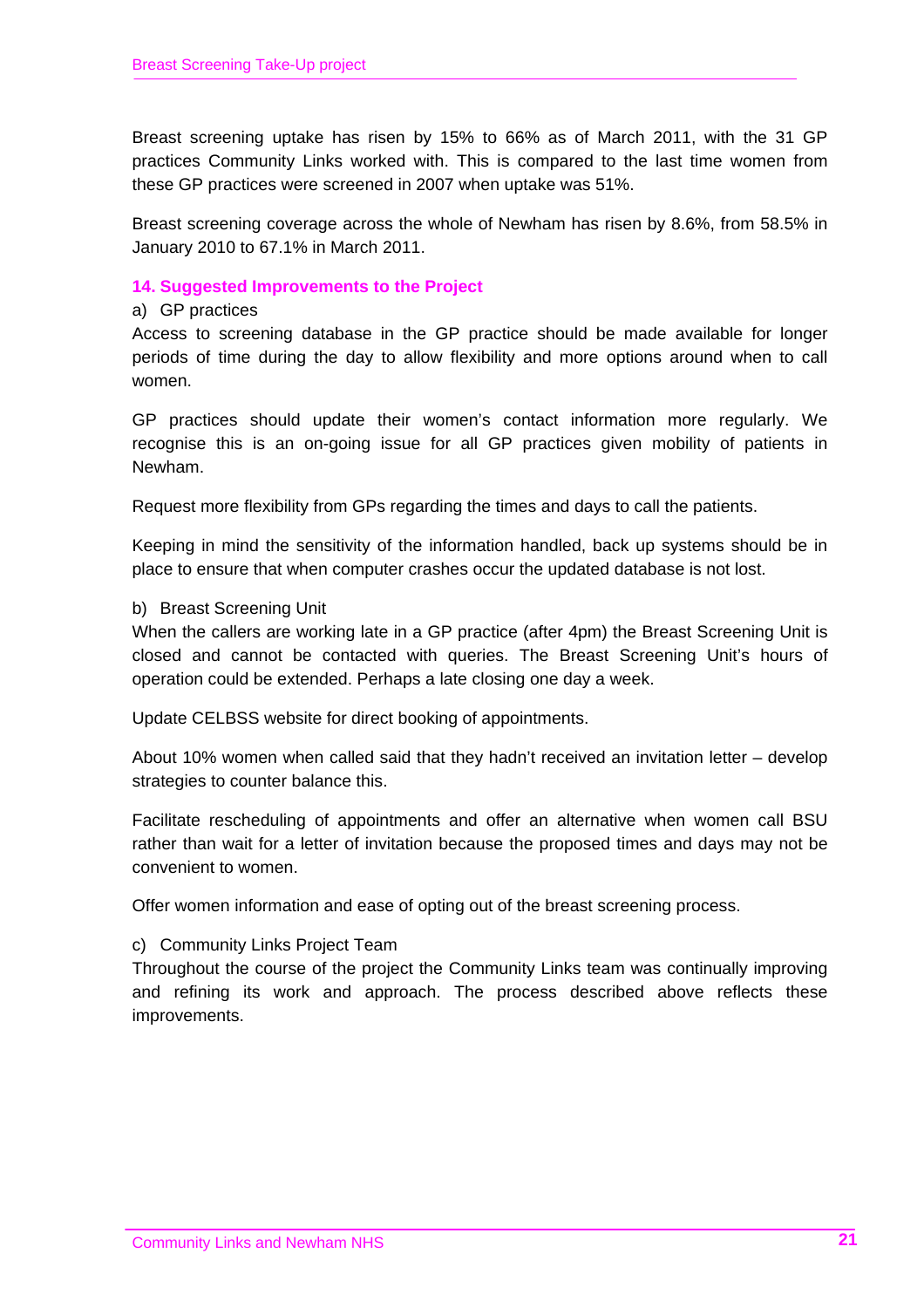Breast screening uptake has risen by 15% to 66% as of March 2011, with the 31 GP practices Community Links worked with. This is compared to the last time women from these GP practices were screened in 2007 when uptake was 51%.

Breast screening coverage across the whole of Newham has risen by 8.6%, from 58.5% in January 2010 to 67.1% in March 2011.

## 14. Suggested Improvements to the Project

a) GP practices

Access to screening database in the GP practice should be made available for longer periods of time during the day to allow flexibility and more options around when to call women.

GP practices should update their women's contact information more regularly. We recognise this is an on-going issue for all GP practices given mobility of patients in Newham.

Request more flexibility from GPs regarding the times and days to call the patients.

Keeping in mind the sensitivity of the information handled, back up systems should be in place to ensure that when computer crashes occur the updated database is not lost.

b) Breast Screening Unit

When the callers are working late in a GP practice (after 4pm) the Breast Screening Unit is closed and cannot be contacted with queries. The Breast Screening Unit's hours of operation could be extended. Perhaps a late closing one day a week.

Update CELBSS website for direct booking of appointments.

About 10% women when called said that they hadn't received an invitation letter – develop strategies to counter balance this.

Facilitate rescheduling of appointments and offer an alternative when women call BSU rather than wait for a letter of invitation because the proposed times and days may not be convenient to women.

Offer women information and ease of opting out of the breast screening process.

c) Community Links Project Team

Throughout the course of the project the Community Links team was continually improving and refining its work and approach. The process described above reflects these improvements.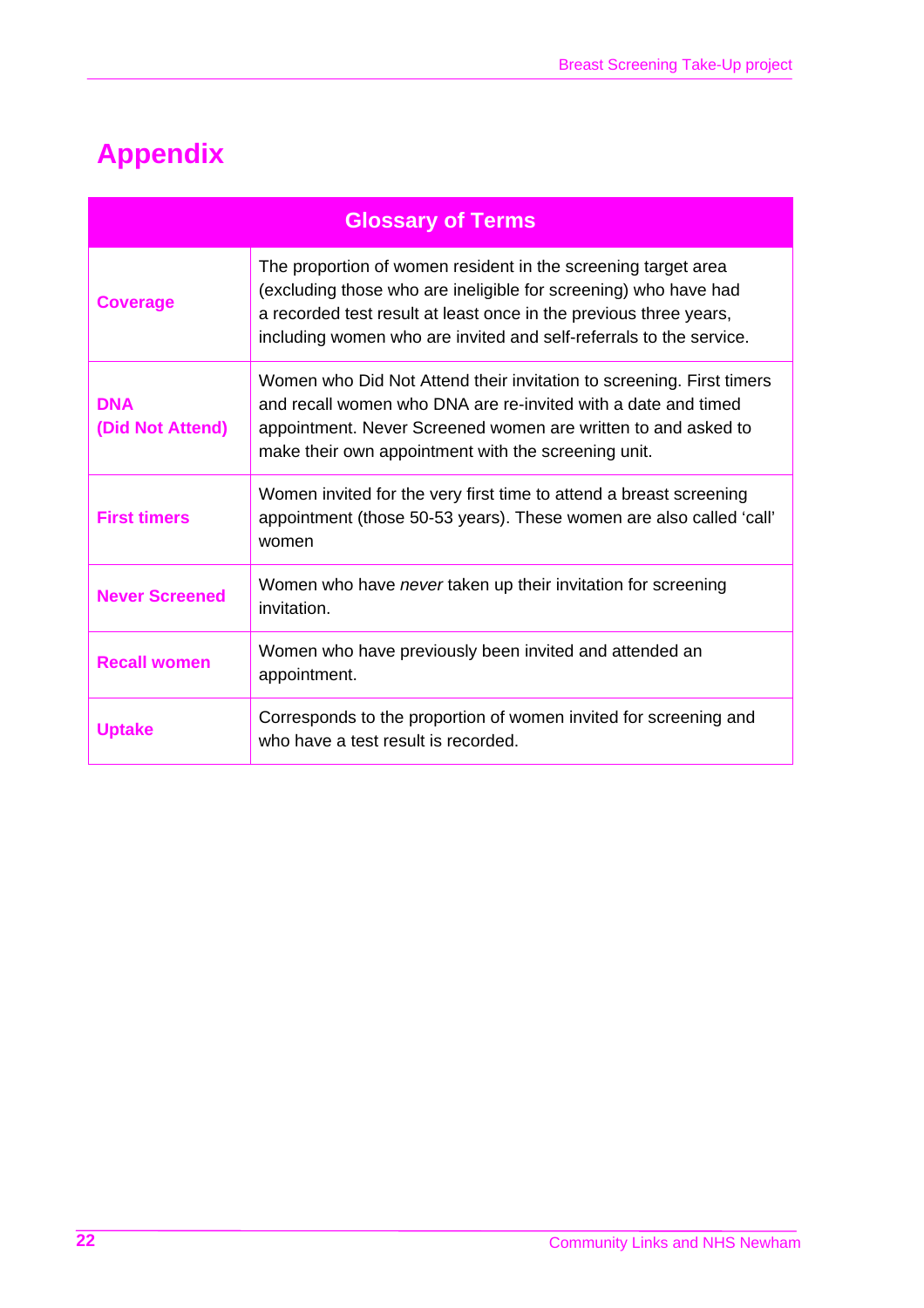# Appendix

| Glossary of Terms | |
|---|---|
| **Coverage** | The proportion of women resident in the screening target area (excluding those who are ineligible for screening) who have had a recorded test result at least once in the previous three years, including women who are invited and self-referrals to the service. |
| **DNA (Did Not Attend)** | Women who Did Not Attend their invitation to screening. First timers and recall women who DNA are re-invited with a date and timed appointment. Never Screened women are written to and asked to make their own appointment with the screening unit. |
| **First timers** | Women invited for the very first time to attend a breast screening appointment (those 50-53 years). These women are also called 'call' women |
| **Never Screened** | Women who have *never* taken up their invitation for screening invitation. |
| **Recall women** | Women who have previously been invited and attended an appointment. |
| **Uptake** | Corresponds to the proportion of women invited for screening and who have a test result is recorded. |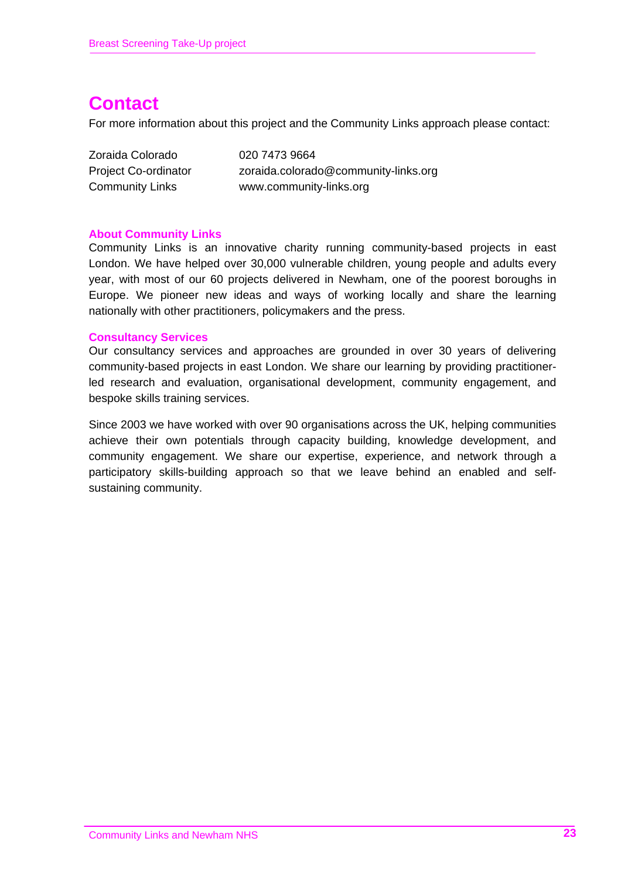# Contact

For more information about this project and the Community Links approach please contact:

| | |
|---|---|
| Zoraida Colorado | 020 7473 9664 |
| Project Co-ordinator | zoraida.colorado@community-links.org |
| Community Links | www.community-links.org |

### About Community Links

Community Links is an innovative charity running community-based projects in east London. We have helped over 30,000 vulnerable children, young people and adults every year, with most of our 60 projects delivered in Newham, one of the poorest boroughs in Europe. We pioneer new ideas and ways of working locally and share the learning nationally with other practitioners, policymakers and the press.

### Consultancy Services

Our consultancy services and approaches are grounded in over 30 years of delivering community-based projects in east London. We share our learning by providing practitioner-led research and evaluation, organisational development, community engagement, and bespoke skills training services.

Since 2003 we have worked with over 90 organisations across the UK, helping communities achieve their own potentials through capacity building, knowledge development, and community engagement. We share our expertise, experience, and network through a participatory skills-building approach so that we leave behind an enabled and self-sustaining community.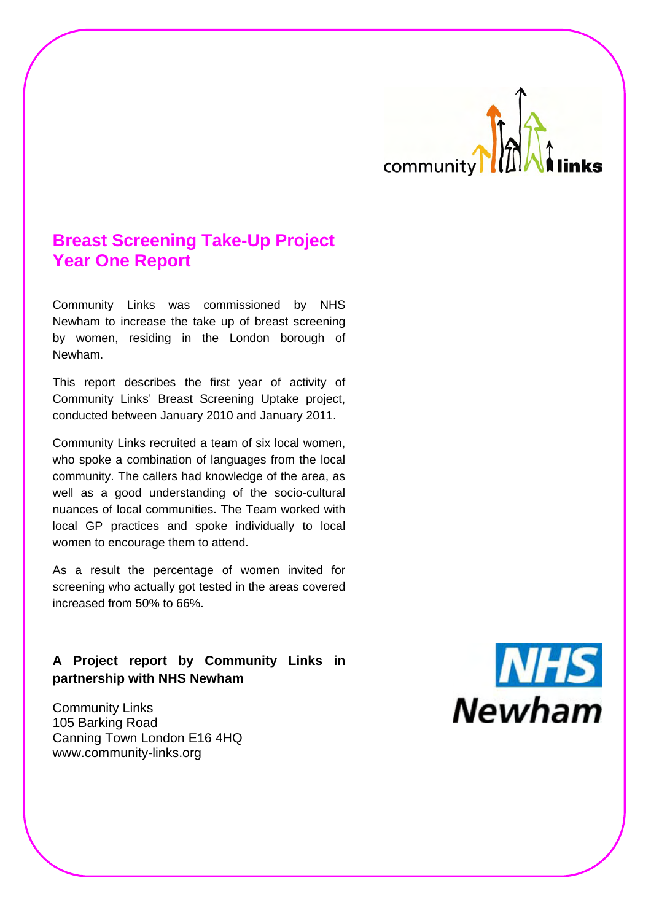community links

# Breast Screening Take-Up Project Year One Report

Community Links was commissioned by NHS Newham to increase the take up of breast screening by women, residing in the London borough of Newham.

This report describes the first year of activity of Community Links' Breast Screening Uptake project, conducted between January 2010 and January 2011.

Community Links recruited a team of six local women, who spoke a combination of languages from the local community. The callers had knowledge of the area, as well as a good understanding of the socio-cultural nuances of local communities. The Team worked with local GP practices and spoke individually to local women to encourage them to attend.

As a result the percentage of women invited for screening who actually got tested in the areas covered increased from 50% to 66%.

**A Project report by Community Links in partnership with NHS Newham**

Community Links
105 Barking Road
Canning Town London E16 4HQ
www.community-links.org

NHS
Newham